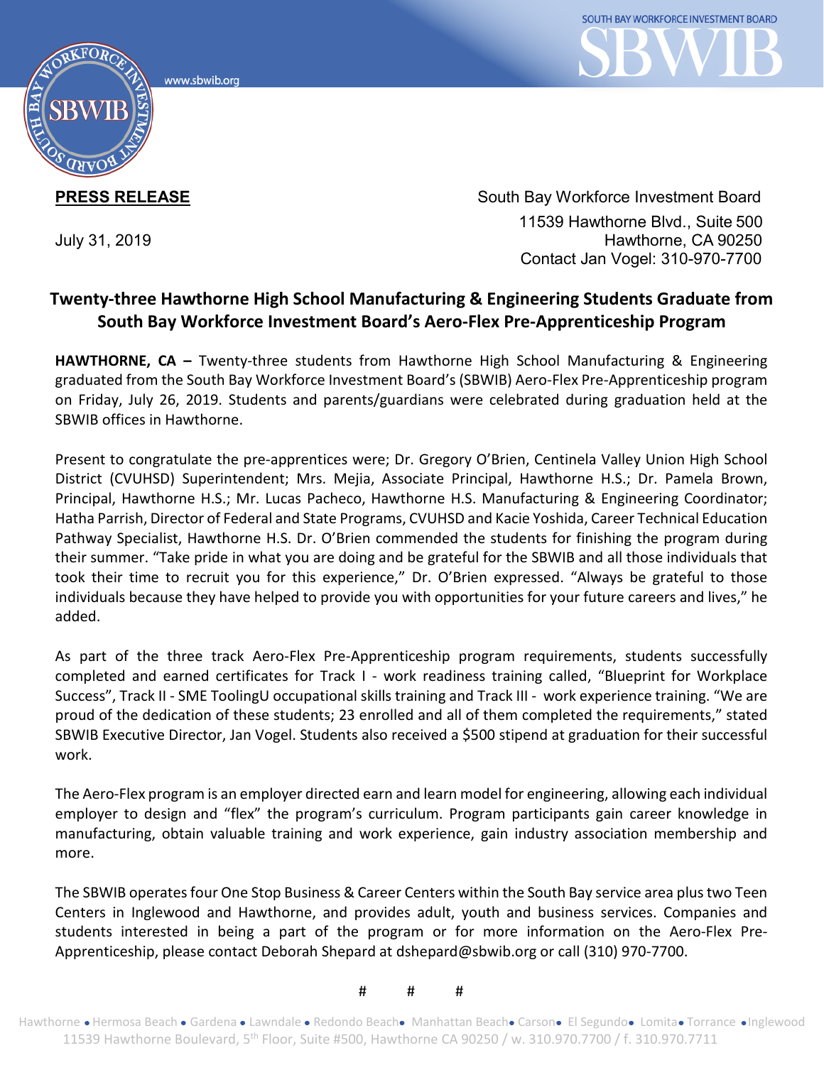**PRESS RELEASE**

South Bay Workforce Investment Board
11539 Hawthorne Blvd., Suite 500
Hawthorne, CA 90250
Contact Jan Vogel: 310-970-7700

July 31, 2019

## Twenty-three Hawthorne High School Manufacturing & Engineering Students Graduate from South Bay Workforce Investment Board's Aero-Flex Pre-Apprenticeship Program

**HAWTHORNE, CA –** Twenty-three students from Hawthorne High School Manufacturing & Engineering graduated from the South Bay Workforce Investment Board's (SBWIB) Aero-Flex Pre-Apprenticeship program on Friday, July 26, 2019. Students and parents/guardians were celebrated during graduation held at the SBWIB offices in Hawthorne.

Present to congratulate the pre-apprentices were; Dr. Gregory O'Brien, Centinela Valley Union High School District (CVUHSD) Superintendent; Mrs. Mejia, Associate Principal, Hawthorne H.S.; Dr. Pamela Brown, Principal, Hawthorne H.S.; Mr. Lucas Pacheco, Hawthorne H.S. Manufacturing & Engineering Coordinator; Hatha Parrish, Director of Federal and State Programs, CVUHSD and Kacie Yoshida, Career Technical Education Pathway Specialist, Hawthorne H.S. Dr. O'Brien commended the students for finishing the program during their summer. "Take pride in what you are doing and be grateful for the SBWIB and all those individuals that took their time to recruit you for this experience," Dr. O'Brien expressed. "Always be grateful to those individuals because they have helped to provide you with opportunities for your future careers and lives," he added.

As part of the three track Aero-Flex Pre-Apprenticeship program requirements, students successfully completed and earned certificates for Track I - work readiness training called, "Blueprint for Workplace Success", Track II - SME ToolingU occupational skills training and Track III - work experience training. "We are proud of the dedication of these students; 23 enrolled and all of them completed the requirements," stated SBWIB Executive Director, Jan Vogel. Students also received a $500 stipend at graduation for their successful work.

The Aero-Flex program is an employer directed earn and learn model for engineering, allowing each individual employer to design and "flex" the program's curriculum. Program participants gain career knowledge in manufacturing, obtain valuable training and work experience, gain industry association membership and more.

The SBWIB operates four One Stop Business & Career Centers within the South Bay service area plus two Teen Centers in Inglewood and Hawthorne, and provides adult, youth and business services. Companies and students interested in being a part of the program or for more information on the Aero-Flex Pre-Apprenticeship, please contact Deborah Shepard at dshepard@sbwib.org or call (310) 970-7700.

# # #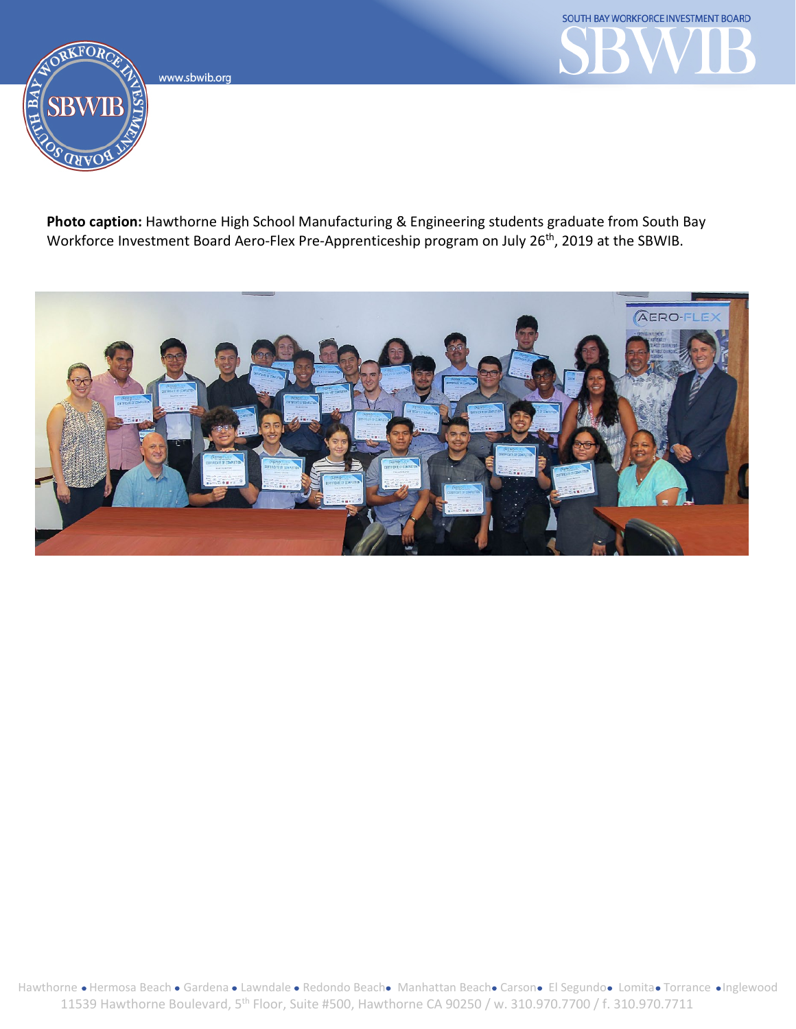**Photo caption:** Hawthorne High School Manufacturing & Engineering students graduate from South Bay Workforce Investment Board Aero-Flex Pre-Apprenticeship program on July 26th, 2019 at the SBWIB.